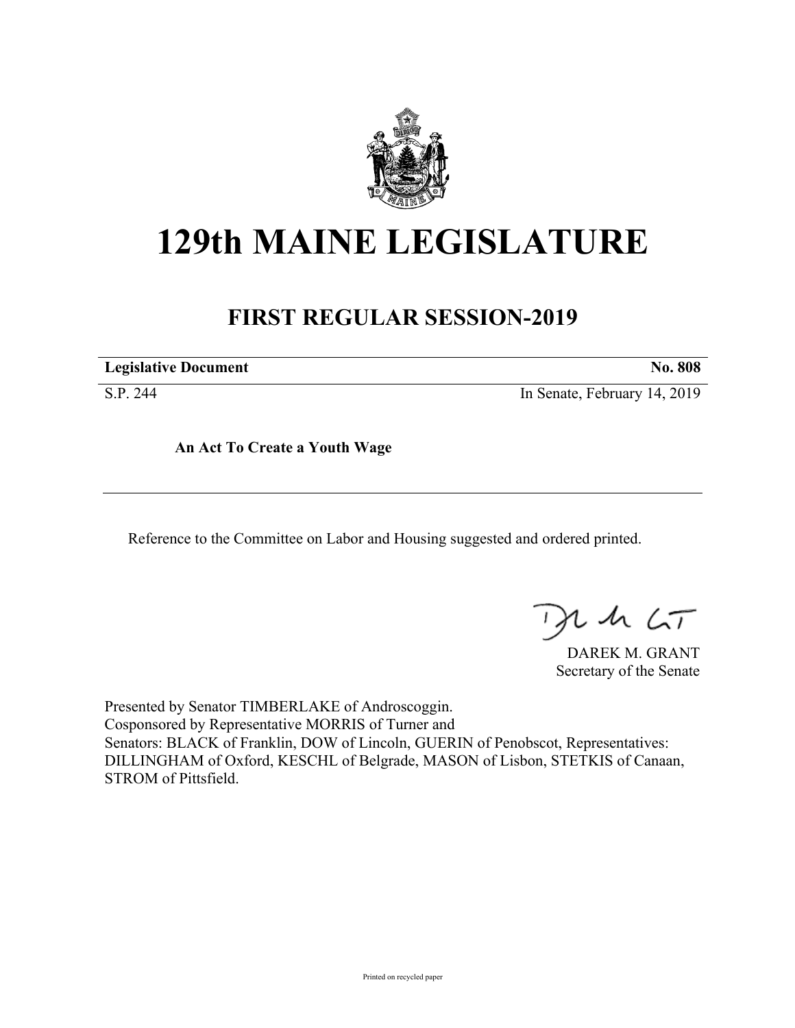# 129th MAINE LEGISLATURE

## FIRST REGULAR SESSION-2019

| **Legislative Document** | **No. 808** |
|---|---|
| S.P. 244 | In Senate, February 14, 2019 |

**An Act To Create a Youth Wage**

Reference to the Committee on Labor and Housing suggested and ordered printed.

DAREK M. GRANT
Secretary of the Senate

Presented by Senator TIMBERLAKE of Androscoggin.
Cosponsored by Representative MORRIS of Turner and
Senators: BLACK of Franklin, DOW of Lincoln, GUERIN of Penobscot, Representatives: DILLINGHAM of Oxford, KESCHL of Belgrade, MASON of Lisbon, STETKIS of Canaan, STROM of Pittsfield.

Printed on recycled paper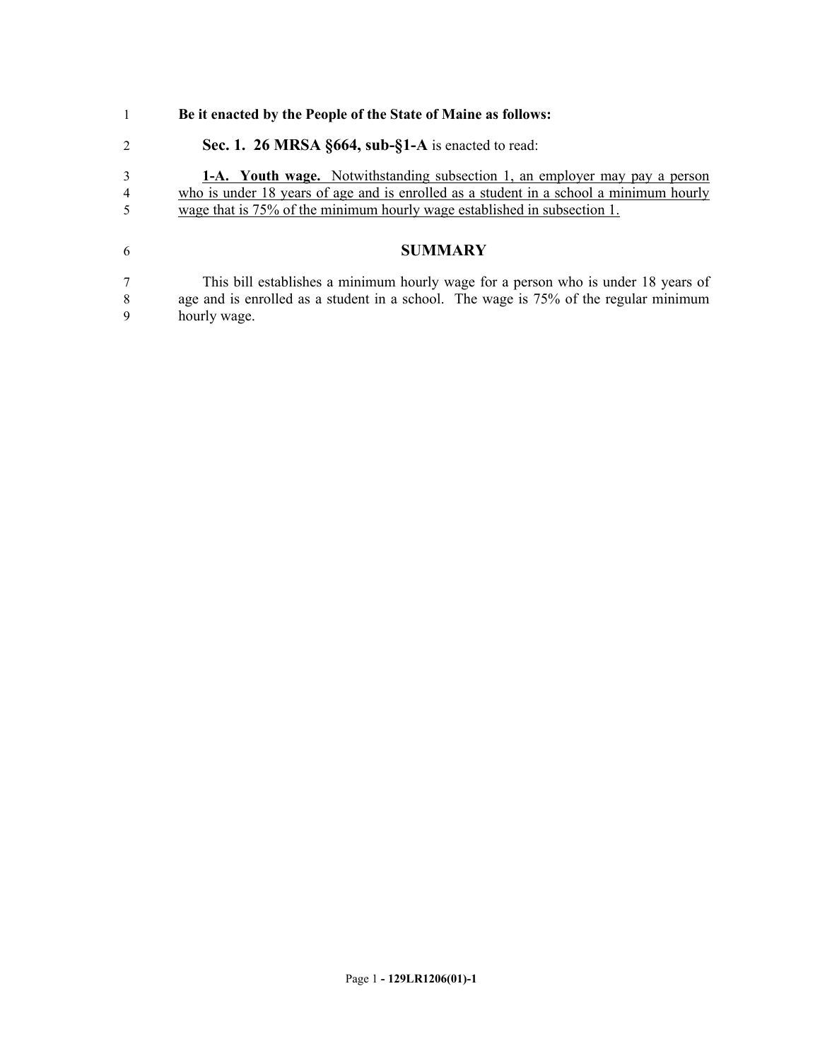**Be it enacted by the People of the State of Maine as follows:**

**Sec. 1. 26 MRSA §664, sub-§1-A** is enacted to read:

**1-A. Youth wage.** Notwithstanding subsection 1, an employer may pay a person who is under 18 years of age and is enrolled as a student in a school a minimum hourly wage that is 75% of the minimum hourly wage established in subsection 1.

## SUMMARY

This bill establishes a minimum hourly wage for a person who is under 18 years of age and is enrolled as a student in a school. The wage is 75% of the regular minimum hourly wage.